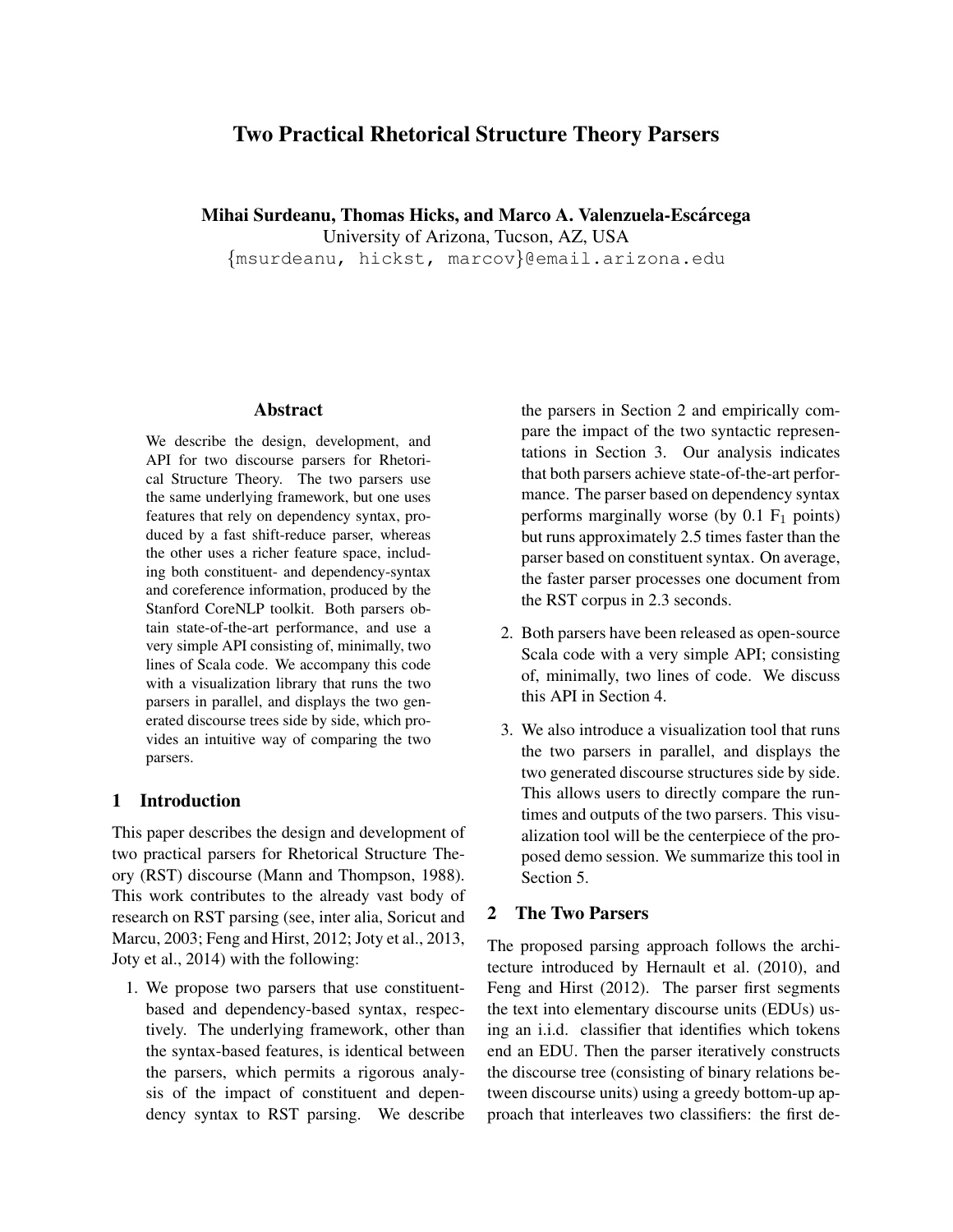# Two Practical Rhetorical Structure Theory Parsers

**Mihai Surdeanu, Thomas Hicks, and Marco A. Valenzuela-Escárcega**
University of Arizona, Tucson, AZ, USA
{msurdeanu, hickst, marcov}@email.arizona.edu

## Abstract

We describe the design, development, and API for two discourse parsers for Rhetorical Structure Theory. The two parsers use the same underlying framework, but one uses features that rely on dependency syntax, produced by a fast shift-reduce parser, whereas the other uses a richer feature space, including both constituent- and dependency-syntax and coreference information, produced by the Stanford CoreNLP toolkit. Both parsers obtain state-of-the-art performance, and use a very simple API consisting of, minimally, two lines of Scala code. We accompany this code with a visualization library that runs the two parsers in parallel, and displays the two generated discourse trees side by side, which provides an intuitive way of comparing the two parsers.

## 1 Introduction

This paper describes the design and development of two practical parsers for Rhetorical Structure Theory (RST) discourse (Mann and Thompson, 1988). This work contributes to the already vast body of research on RST parsing (see, inter alia, Soricut and Marcu, 2003; Feng and Hirst, 2012; Joty et al., 2013, Joty et al., 2014) with the following:

1. We propose two parsers that use constituent-based and dependency-based syntax, respectively. The underlying framework, other than the syntax-based features, is identical between the parsers, which permits a rigorous analysis of the impact of constituent and dependency syntax to RST parsing. We describe the parsers in Section 2 and empirically compare the impact of the two syntactic representations in Section 3. Our analysis indicates that both parsers achieve state-of-the-art performance. The parser based on dependency syntax performs marginally worse (by 0.1 $F_1$ points) but runs approximately 2.5 times faster than the parser based on constituent syntax. On average, the faster parser processes one document from the RST corpus in 2.3 seconds.
2. Both parsers have been released as open-source Scala code with a very simple API; consisting of, minimally, two lines of code. We discuss this API in Section 4.
3. We also introduce a visualization tool that runs the two parsers in parallel, and displays the two generated discourse structures side by side. This allows users to directly compare the runtimes and outputs of the two parsers. This visualization tool will be the centerpiece of the proposed demo session. We summarize this tool in Section 5.

## 2 The Two Parsers

The proposed parsing approach follows the architecture introduced by Hernault et al. (2010), and Feng and Hirst (2012). The parser first segments the text into elementary discourse units (EDUs) using an i.i.d. classifier that identifies which tokens end an EDU. Then the parser iteratively constructs the discourse tree (consisting of binary relations between discourse units) using a greedy bottom-up approach that interleaves two classifiers: the first de-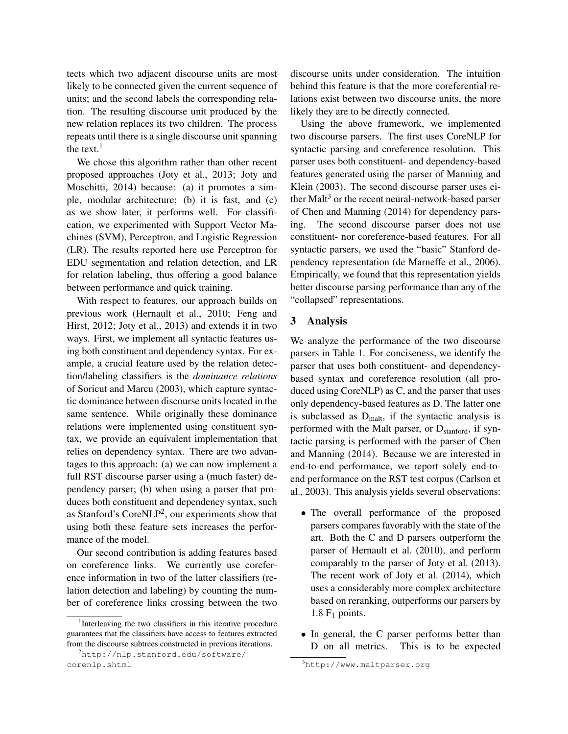tects which two adjacent discourse units are most likely to be connected given the current sequence of units; and the second labels the corresponding relation. The resulting discourse unit produced by the new relation replaces its two children. The process repeats until there is a single discourse unit spanning the text.[1]

We chose this algorithm rather than other recent proposed approaches (Joty et al., 2013; Joty and Moschitti, 2014) because: (a) it promotes a simple, modular architecture; (b) it is fast, and (c) as we show later, it performs well. For classification, we experimented with Support Vector Machines (SVM), Perceptron, and Logistic Regression (LR). The results reported here use Perceptron for EDU segmentation and relation detection, and LR for relation labeling, thus offering a good balance between performance and quick training.

With respect to features, our approach builds on previous work (Hernault et al., 2010; Feng and Hirst, 2012; Joty et al., 2013) and extends it in two ways. First, we implement all syntactic features using both constituent and dependency syntax. For example, a crucial feature used by the relation detection/labeling classifiers is the *dominance relations* of Soricut and Marcu (2003), which capture syntactic dominance between discourse units located in the same sentence. While originally these dominance relations were implemented using constituent syntax, we provide an equivalent implementation that relies on dependency syntax. There are two advantages to this approach: (a) we can now implement a full RST discourse parser using a (much faster) dependency parser; (b) when using a parser that produces both constituent and dependency syntax, such as Stanford's CoreNLP[2], our experiments show that using both these feature sets increases the performance of the model.

Our second contribution is adding features based on coreference links. We currently use coreference information in two of the latter classifiers (relation detection and labeling) by counting the number of coreference links crossing between the two discourse units under consideration. The intuition behind this feature is that the more coreferential relations exist between two discourse units, the more likely they are to be directly connected.

Using the above framework, we implemented two discourse parsers. The first uses CoreNLP for syntactic parsing and coreference resolution. This parser uses both constituent- and dependency-based features generated using the parser of Manning and Klein (2003). The second discourse parser uses either Malt[3] or the recent neural-network-based parser of Chen and Manning (2014) for dependency parsing. The second discourse parser does not use constituent- nor coreference-based features. For all syntactic parsers, we used the "basic" Stanford dependency representation (de Marneffe et al., 2006). Empirically, we found that this representation yields better discourse parsing performance than any of the "collapsed" representations.

## 3 Analysis

We analyze the performance of the two discourse parsers in Table 1. For conciseness, we identify the parser that uses both constituent- and dependency-based syntax and coreference resolution (all produced using CoreNLP) as C, and the parser that uses only dependency-based features as D. The latter one is subclassed as $D_{malt}$, if the syntactic analysis is performed with the Malt parser, or $D_{stanford}$, if syntactic parsing is performed with the parser of Chen and Manning (2014). Because we are interested in end-to-end performance, we report solely end-to-end performance on the RST test corpus (Carlson et al., 2003). This analysis yields several observations:

- The overall performance of the proposed parsers compares favorably with the state of the art. Both the C and D parsers outperform the parser of Hernault et al. (2010), and perform comparably to the parser of Joty et al. (2013). The recent work of Joty et al. (2014), which uses a considerably more complex architecture based on reranking, outperforms our parsers by 1.8 $F_1$ points.
- In general, the C parser performs better than D on all metrics. This is to be expected

[1] Interleaving the two classifiers in this iterative procedure guarantees that the classifiers have access to features extracted from the discourse subtrees constructed in previous iterations.

[2] http://nlp.stanford.edu/software/corenlp.shtml

[3] http://www.maltparser.org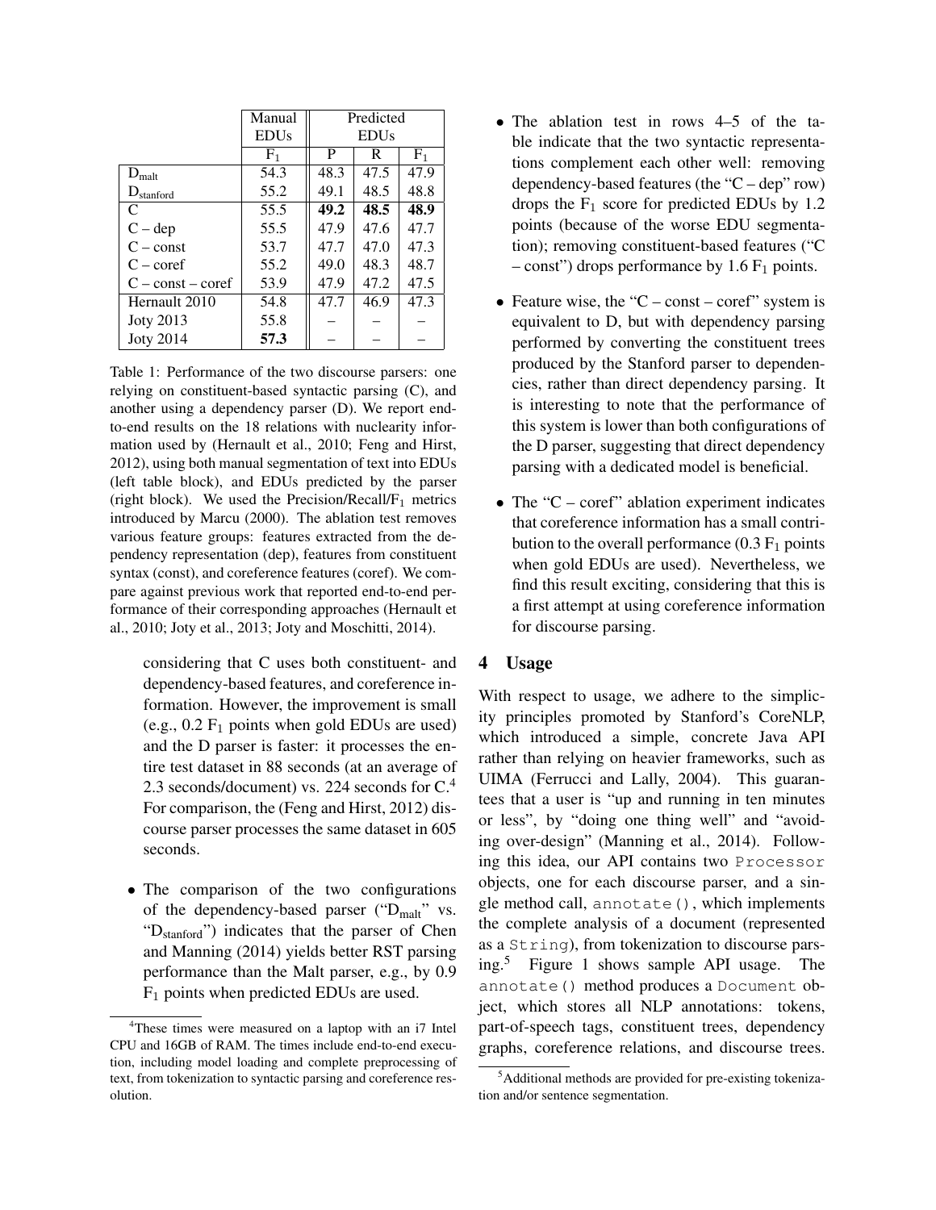|  | Manual EDUs | Predicted EDUs | | |
| --- | --- | --- | --- | --- |
|  | $F_1$ | P | R | $F_1$ |
| $D_{malt}$ | 54.3 | 48.3 | 47.5 | 47.9 |
| $D_{stanford}$ | 55.2 | 49.1 | 48.5 | 48.8 |
| C | 55.5 | **49.2** | **48.5** | **48.9** |
| C – dep | 55.5 | 47.9 | 47.6 | 47.7 |
| C – const | 53.7 | 47.7 | 47.0 | 47.3 |
| C – coref | 55.2 | 49.0 | 48.3 | 48.7 |
| C – const – coref | 53.9 | 47.9 | 47.2 | 47.5 |
| Hernault 2010 | 54.8 | 47.7 | 46.9 | 47.3 |
| Joty 2013 | 55.8 | – | – | – |
| Joty 2014 | **57.3** | – | – | – |

Table 1: Performance of the two discourse parsers: one relying on constituent-based syntactic parsing (C), and another using a dependency parser (D). We report end-to-end results on the 18 relations with nuclearity information used by (Hernault et al., 2010; Feng and Hirst, 2012), using both manual segmentation of text into EDUs (left table block), and EDUs predicted by the parser (right block). We used the Precision/Recall/$F_1$ metrics introduced by Marcu (2000). The ablation test removes various feature groups: features extracted from the dependency representation (dep), features from constituent syntax (const), and coreference features (coref). We compare against previous work that reported end-to-end performance of their corresponding approaches (Hernault et al., 2010; Joty et al., 2013; Joty and Moschitti, 2014).

considering that C uses both constituent- and dependency-based features, and coreference information. However, the improvement is small (e.g., 0.2 $F_1$ points when gold EDUs are used) and the D parser is faster: it processes the entire test dataset in 88 seconds (at an average of 2.3 seconds/document) vs. 224 seconds for C.[4] For comparison, the (Feng and Hirst, 2012) discourse parser processes the same dataset in 605 seconds.

- The comparison of the two configurations of the dependency-based parser ("$D_{malt}$" vs. "$D_{stanford}$") indicates that the parser of Chen and Manning (2014) yields better RST parsing performance than the Malt parser, e.g., by 0.9 $F_1$ points when predicted EDUs are used.

- The ablation test in rows 4–5 of the table indicate that the two syntactic representations complement each other well: removing dependency-based features (the "C – dep" row) drops the $F_1$ score for predicted EDUs by 1.2 points (because of the worse EDU segmentation); removing constituent-based features ("C – const") drops performance by 1.6 $F_1$ points.

- Feature wise, the "C – const – coref" system is equivalent to D, but with dependency parsing performed by converting the constituent trees produced by the Stanford parser to dependencies, rather than direct dependency parsing. It is interesting to note that the performance of this system is lower than both configurations of the D parser, suggesting that direct dependency parsing with a dedicated model is beneficial.

- The "C – coref" ablation experiment indicates that coreference information has a small contribution to the overall performance (0.3 $F_1$ points when gold EDUs are used). Nevertheless, we find this result exciting, considering that this is a first attempt at using coreference information for discourse parsing.

## 4 Usage

With respect to usage, we adhere to the simplicity principles promoted by Stanford's CoreNLP, which introduced a simple, concrete Java API rather than relying on heavier frameworks, such as UIMA (Ferrucci and Lally, 2004). This guarantees that a user is "up and running in ten minutes or less", by "doing one thing well" and "avoiding over-design" (Manning et al., 2014). Following this idea, our API contains two `Processor` objects, one for each discourse parser, and a single method call, `annotate()`, which implements the complete analysis of a document (represented as a `String`), from tokenization to discourse parsing.[5] Figure 1 shows sample API usage. The `annotate()` method produces a `Document` object, which stores all NLP annotations: tokens, part-of-speech tags, constituent trees, dependency graphs, coreference relations, and discourse trees.

[4] These times were measured on a laptop with an i7 Intel CPU and 16GB of RAM. The times include end-to-end execution, including model loading and complete preprocessing of text, from tokenization to syntactic parsing and coreference resolution.

[5] Additional methods are provided for pre-existing tokenization and/or sentence segmentation.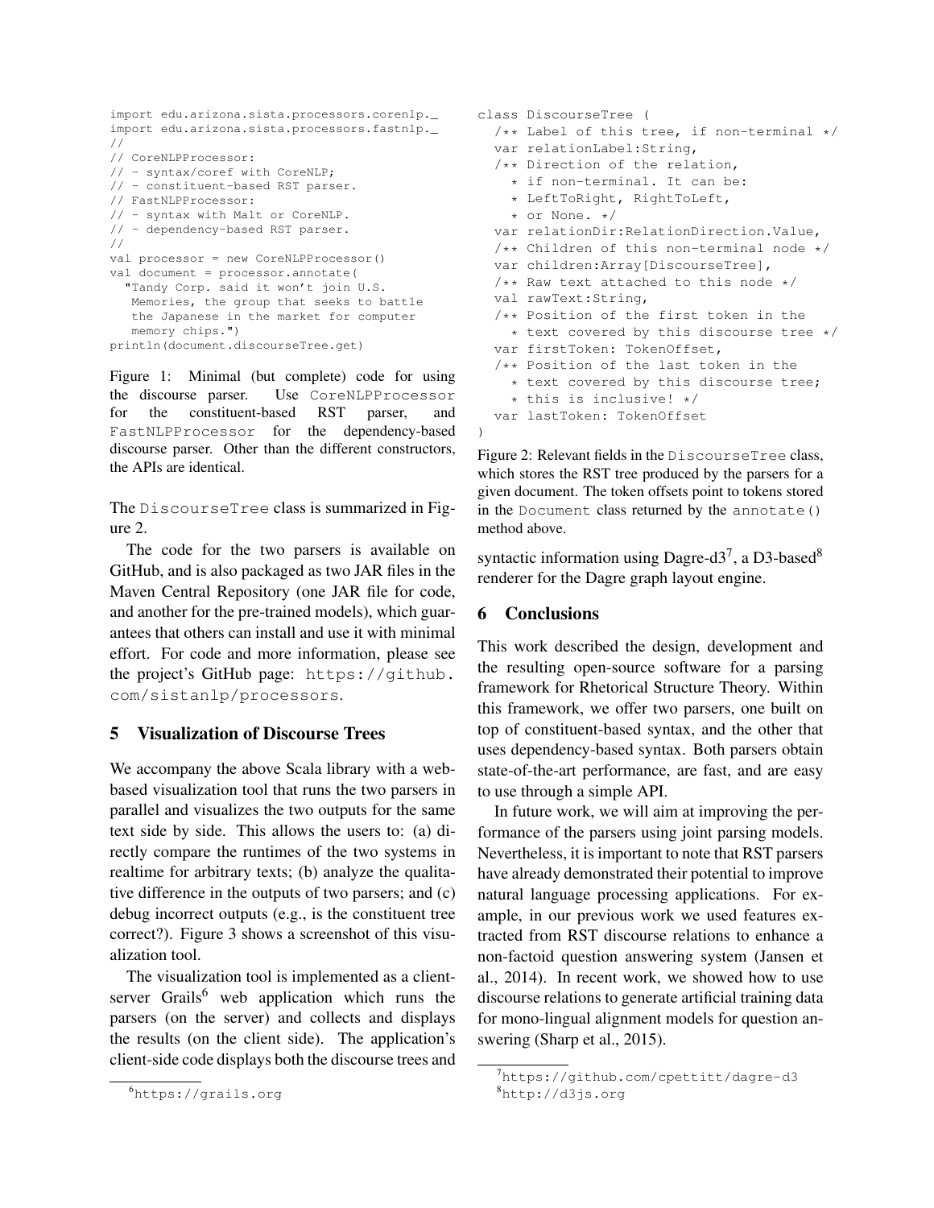```scala
import edu.arizona.sista.processors.corenlp._
import edu.arizona.sista.processors.fastnlp._
//
// CoreNLPProcessor:
// - syntax/coref with CoreNLP;
// - constituent-based RST parser.
// FastNLPProcessor:
// - syntax with Malt or CoreNLP.
// - dependency-based RST parser.
//
val processor = new CoreNLPProcessor()
val document = processor.annotate(
  "Tandy Corp. said it won't join U.S.
   Memories, the group that seeks to battle
   the Japanese in the market for computer
   memory chips.")
println(document.discourseTree.get)
```

Figure 1: Minimal (but complete) code for using the discourse parser. Use CoreNLPProcessor for the constituent-based RST parser, and FastNLPProcessor for the dependency-based discourse parser. Other than the different constructors, the APIs are identical.

The DiscourseTree class is summarized in Figure 2.

The code for the two parsers is available on GitHub, and is also packaged as two JAR files in the Maven Central Repository (one JAR file for code, and another for the pre-trained models), which guarantees that others can install and use it with minimal effort. For code and more information, please see the project's GitHub page: https://github.com/sistanlp/processors.

## 5 Visualization of Discourse Trees

We accompany the above Scala library with a web-based visualization tool that runs the two parsers in parallel and visualizes the two outputs for the same text side by side. This allows the users to: (a) directly compare the runtimes of the two systems in realtime for arbitrary texts; (b) analyze the qualitative difference in the outputs of two parsers; and (c) debug incorrect outputs (e.g., is the constituent tree correct?). Figure 3 shows a screenshot of this visualization tool.

The visualization tool is implemented as a client-server Grails[6] web application which runs the parsers (on the server) and collects and displays the results (on the client side). The application's client-side code displays both the discourse trees and syntactic information using Dagre-d3[7], a D3-based[8] renderer for the Dagre graph layout engine.

```scala
class DiscourseTree (
  /** Label of this tree, if non-terminal */
  var relationLabel:String,
  /** Direction of the relation,
    * if non-terminal. It can be:
    * LeftToRight, RightToLeft,
    * or None. */
  var relationDir:RelationDirection.Value,
  /** Children of this non-terminal node */
  var children:Array[DiscourseTree],
  /** Raw text attached to this node */
  val rawText:String,
  /** Position of the first token in the
    * text covered by this discourse tree */
  var firstToken: TokenOffset,
  /** Position of the last token in the
    * text covered by this discourse tree;
    * this is inclusive! */
  var lastToken: TokenOffset
)
```

Figure 2: Relevant fields in the DiscourseTree class, which stores the RST tree produced by the parsers for a given document. The token offsets point to tokens stored in the Document class returned by the annotate() method above.

## 6 Conclusions

This work described the design, development and the resulting open-source software for a parsing framework for Rhetorical Structure Theory. Within this framework, we offer two parsers, one built on top of constituent-based syntax, and the other that uses dependency-based syntax. Both parsers obtain state-of-the-art performance, are fast, and are easy to use through a simple API.

In future work, we will aim at improving the performance of the parsers using joint parsing models. Nevertheless, it is important to note that RST parsers have already demonstrated their potential to improve natural language processing applications. For example, in our previous work we used features extracted from RST discourse relations to enhance a non-factoid question answering system (Jansen et al., 2014). In recent work, we showed how to use discourse relations to generate artificial training data for mono-lingual alignment models for question answering (Sharp et al., 2015).

[6] https://grails.org

[7] https://github.com/cpettitt/dagre-d3

[8] http://d3js.org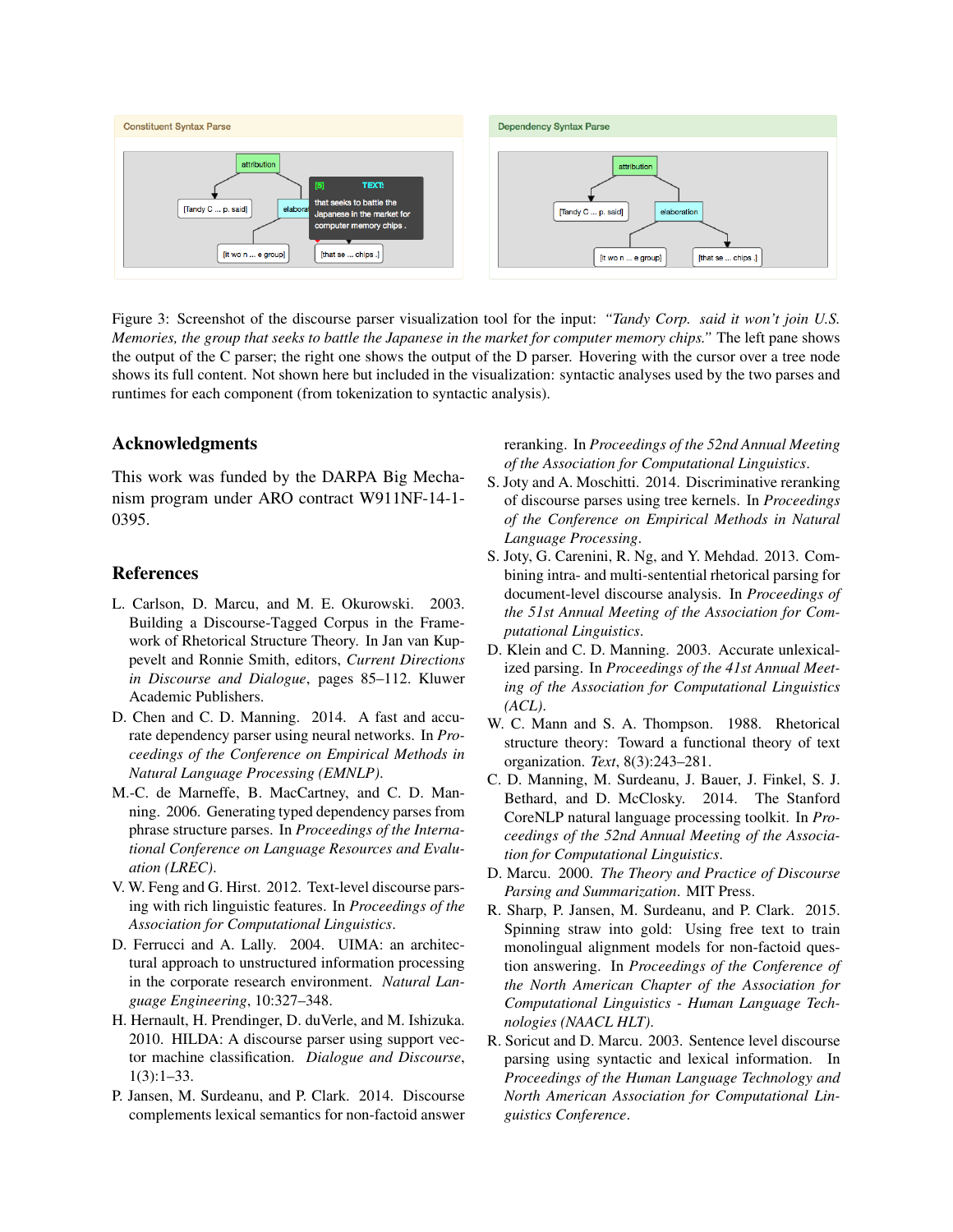Constituent Syntax Parse

attribution

[Tandy C ... p. said]

elaborat

[5] TEXT:

that seeks to battle the Japanese in the market for computer memory chips .

[It wo n ... e group]

[that se ... chips .]

Dependency Syntax Parse

attribution

[Tandy C ... p. said]

elaboration

[It wo n ... e group]

[that se ... chips .]

Figure 3: Screenshot of the discourse parser visualization tool for the input: *"Tandy Corp. said it won't join U.S. Memories, the group that seeks to battle the Japanese in the market for computer memory chips."* The left pane shows the output of the C parser; the right one shows the output of the D parser. Hovering with the cursor over a tree node shows its full content. Not shown here but included in the visualization: syntactic analyses used by the two parses and runtimes for each component (from tokenization to syntactic analysis).

## Acknowledgments

This work was funded by the DARPA Big Mechanism program under ARO contract W911NF-14-1-0395.

## References

L. Carlson, D. Marcu, and M. E. Okurowski. 2003. Building a Discourse-Tagged Corpus in the Framework of Rhetorical Structure Theory. In Jan van Kuppevelt and Ronnie Smith, editors, *Current Directions in Discourse and Dialogue*, pages 85–112. Kluwer Academic Publishers.

D. Chen and C. D. Manning. 2014. A fast and accurate dependency parser using neural networks. In *Proceedings of the Conference on Empirical Methods in Natural Language Processing (EMNLP)*.

M.-C. de Marneffe, B. MacCartney, and C. D. Manning. 2006. Generating typed dependency parses from phrase structure parses. In *Proceedings of the International Conference on Language Resources and Evaluation (LREC)*.

V. W. Feng and G. Hirst. 2012. Text-level discourse parsing with rich linguistic features. In *Proceedings of the Association for Computational Linguistics*.

D. Ferrucci and A. Lally. 2004. UIMA: an architectural approach to unstructured information processing in the corporate research environment. *Natural Language Engineering*, 10:327–348.

H. Hernault, H. Prendinger, D. duVerle, and M. Ishizuka. 2010. HILDA: A discourse parser using support vector machine classification. *Dialogue and Discourse*, 1(3):1–33.

P. Jansen, M. Surdeanu, and P. Clark. 2014. Discourse complements lexical semantics for non-factoid answer reranking. In *Proceedings of the 52nd Annual Meeting of the Association for Computational Linguistics*.

S. Joty and A. Moschitti. 2014. Discriminative reranking of discourse parses using tree kernels. In *Proceedings of the Conference on Empirical Methods in Natural Language Processing*.

S. Joty, G. Carenini, R. Ng, and Y. Mehdad. 2013. Combining intra- and multi-sentential rhetorical parsing for document-level discourse analysis. In *Proceedings of the 51st Annual Meeting of the Association for Computational Linguistics*.

D. Klein and C. D. Manning. 2003. Accurate unlexicalized parsing. In *Proceedings of the 41st Annual Meeting of the Association for Computational Linguistics (ACL)*.

W. C. Mann and S. A. Thompson. 1988. Rhetorical structure theory: Toward a functional theory of text organization. *Text*, 8(3):243–281.

C. D. Manning, M. Surdeanu, J. Bauer, J. Finkel, S. J. Bethard, and D. McClosky. 2014. The Stanford CoreNLP natural language processing toolkit. In *Proceedings of the 52nd Annual Meeting of the Association for Computational Linguistics*.

D. Marcu. 2000. *The Theory and Practice of Discourse Parsing and Summarization*. MIT Press.

R. Sharp, P. Jansen, M. Surdeanu, and P. Clark. 2015. Spinning straw into gold: Using free text to train monolingual alignment models for non-factoid question answering. In *Proceedings of the Conference of the North American Chapter of the Association for Computational Linguistics - Human Language Technologies (NAACL HLT)*.

R. Soricut and D. Marcu. 2003. Sentence level discourse parsing using syntactic and lexical information. In *Proceedings of the Human Language Technology and North American Association for Computational Linguistics Conference*.